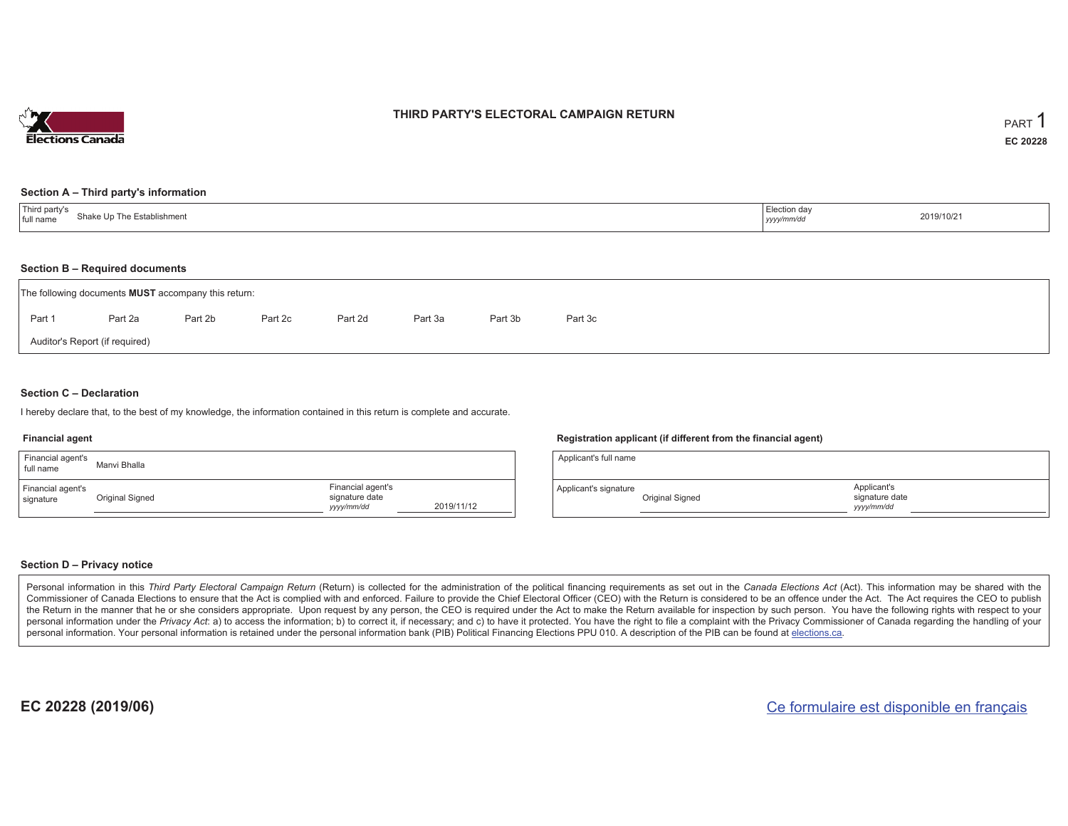# THIRD PARTY'S ELECTORAL CAMPAIGN RETURN

PART 1

**EC 20228**

### Section A – Third party's information

| Third party's full name | Shake Up The Establishment | Election day *yyyy/mm/dd* | 2019/10/21 |
|---|---|---|---|

### Section B – Required documents

The following documents **MUST** accompany this return:

Part 1 Part 2a Part 2b Part 2c Part 2d Part 3a Part 3b Part 3c

Auditor's Report (if required)

### Section C – Declaration

I hereby declare that, to the best of my knowledge, the information contained in this return is complete and accurate.

**Financial agent**

| Financial agent's full name | Manvi Bhalla | | |
|---|---|---|---|
| Financial agent's signature | Original Signed | Financial agent's signature date *yyyy/mm/dd* | 2019/11/12 |

**Registration applicant (if different from the financial agent)**

| Applicant's full name | | | |
|---|---|---|---|
| Applicant's signature | Original Signed | Applicant's signature date *yyyy/mm/dd* | |

### Section D – Privacy notice

Personal information in this *Third Party Electoral Campaign Return* (Return) is collected for the administration of the political financing requirements as set out in the *Canada Elections Act* (Act). This information may be shared with the Commissioner of Canada Elections to ensure that the Act is complied with and enforced. Failure to provide the Chief Electoral Officer (CEO) with the Return is considered to be an offence under the Act. The Act requires the CEO to publish the Return in the manner that he or she considers appropriate. Upon request by any person, the CEO is required under the Act to make the Return available for inspection by such person. You have the following rights with respect to your personal information under the *Privacy Act*: a) to access the information; b) to correct it, if necessary; and c) to have it protected. You have the right to file a complaint with the Privacy Commissioner of Canada regarding the handling of your personal information. Your personal information is retained under the personal information bank (PIB) Political Financing Elections PPU 010. A description of the PIB can be found at elections.ca.

EC 20228 (2019/06)

Ce formulaire est disponible en français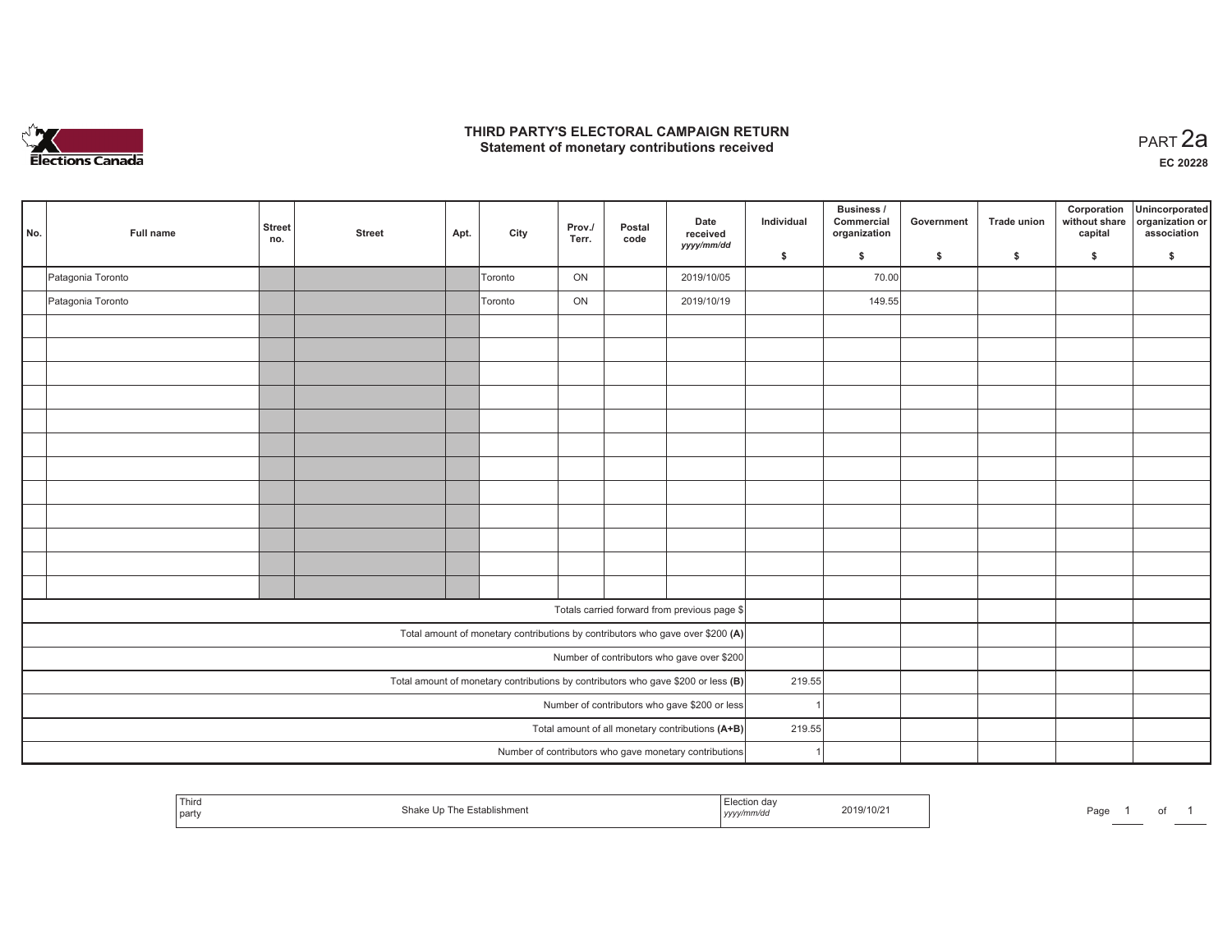# THIRD PARTY'S ELECTORAL CAMPAIGN RETURN
## Statement of monetary contributions received

PART 2a

**EC 20228**

| No. | Full name | Street no. | Street | Apt. | City | Prov./ Terr. | Postal code | Date received yyyy/mm/dd | Individual $ | Business / Commercial organization $ | Government $ | Trade union $ | Corporation without share capital $ | Unincorporated organization or association $ |
|---|---|---|---|---|---|---|---|---|---|---|---|---|---|---|
| | Patagonia Toronto | | | | Toronto | ON | | 2019/10/05 | | 70.00 | | | | |
| | Patagonia Toronto | | | | Toronto | ON | | 2019/10/19 | | 149.55 | | | | |
| | | | | | | | | | | | | | | |
| | | | | | | | | | | | | | | |
| | | | | | | | | | | | | | | |
| | | | | | | | | | | | | | | |
| | | | | | | | | | | | | | | |
| | | | | | | | | | | | | | | |
| | | | | | | | | | | | | | | |
| | | | | | | | | | | | | | | |
| | | | | | | | | | | | | | | |
| | | | | | | | | | | | | | | |
| | | | | | | | | | | | | | | |
| | | | | | | | | | | | | | | |
| Totals carried forward from previous page $ | | | | | | | | | | | | | | |
| Total amount of monetary contributions by contributors who gave over $200 (A) | | | | | | | | | | | | | | |
| Number of contributors who gave over $200 | | | | | | | | | | | | | | |
| Total amount of monetary contributions by contributors who gave $200 or less (B) | | | | | | | | | 219.55 | | | | | |
| Number of contributors who gave $200 or less | | | | | | | | | 1 | | | | | |
| Total amount of all monetary contributions (A+B) | | | | | | | | | 219.55 | | | | | |
| Number of contributors who gave monetary contributions | | | | | | | | | 1 | | | | | |

| Third party | Shake Up The Establishment | Election day yyyy/mm/dd | 2019/10/21 |
|---|---|---|---|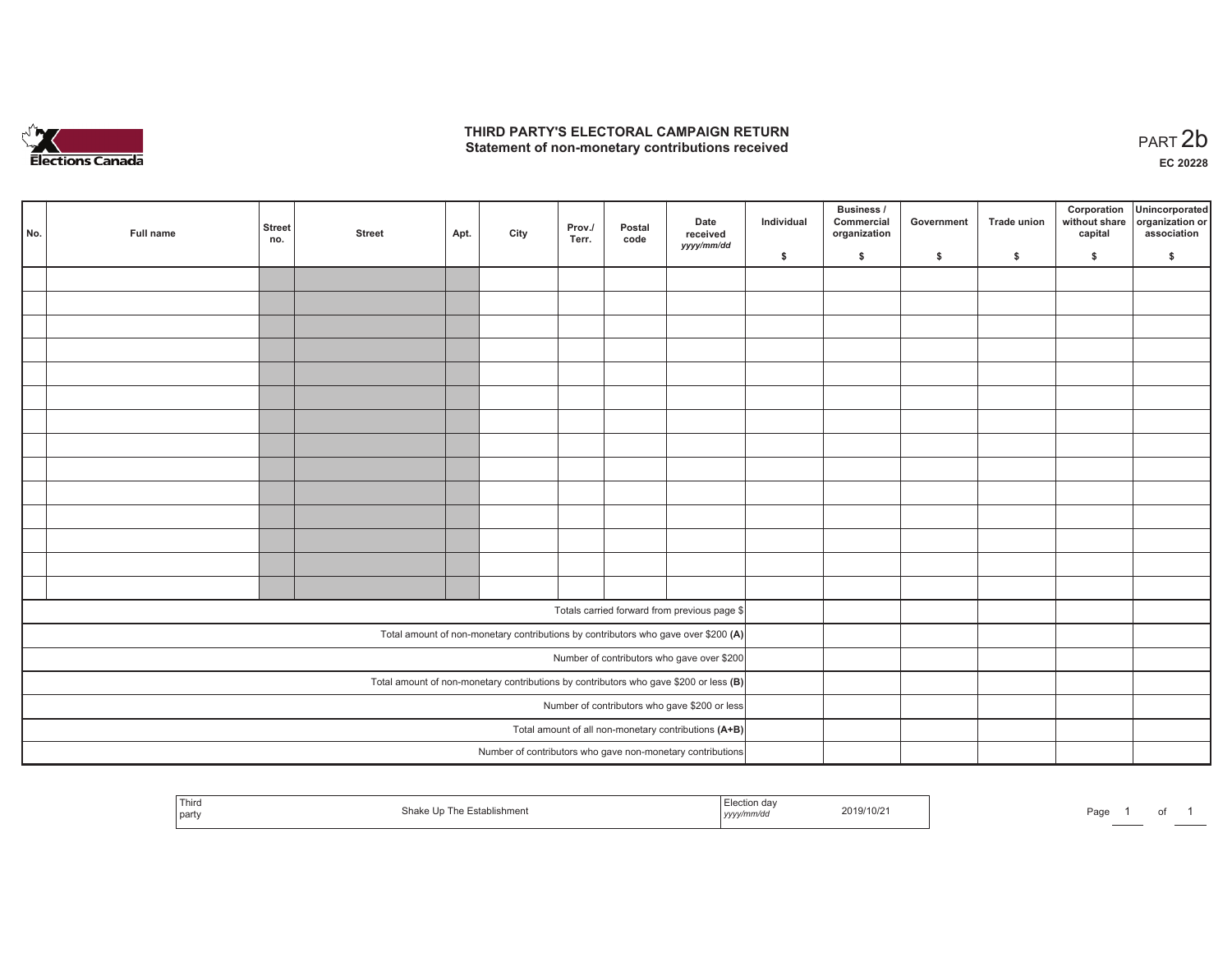# THIRD PARTY'S ELECTORAL CAMPAIGN RETURN
## Statement of non-monetary contributions received

PART 2b

EC 20228

| No. | Full name | Street no. | Street | Apt. | City | Prov./ Terr. | Postal code | Date received yyyy/mm/dd | Individual $ | Business / Commercial organization $ | Government $ | Trade union $ | Corporation without share capital $ | Unincorporated organization or association $ |
|---|---|---|---|---|---|---|---|---|---|---|---|---|---|---|
| | | | | | | | | | | | | | | |
| | | | | | | | | | | | | | | |
| | | | | | | | | | | | | | | |
| | | | | | | | | | | | | | | |
| | | | | | | | | | | | | | | |
| | | | | | | | | | | | | | | |
| | | | | | | | | | | | | | | |
| | | | | | | | | | | | | | | |
| | | | | | | | | | | | | | | |
| | | | | | | | | | | | | | | |
| | | | | | | | | | | | | | | |
| | | | | | | | | | | | | | | |
| | | | | | | | | | | | | | | |
| | | | | | | | | | | | | | | |
| Totals carried forward from previous page $ | | | | | | | | | | | | | | |
| Total amount of non-monetary contributions by contributors who gave over $200 **(A)** | | | | | | | | | | | | | | |
| Number of contributors who gave over $200 | | | | | | | | | | | | | | |
| Total amount of non-monetary contributions by contributors who gave $200 or less **(B)** | | | | | | | | | | | | | | |
| Number of contributors who gave $200 or less | | | | | | | | | | | | | | |
| Total amount of all non-monetary contributions **(A+B)** | | | | | | | | | | | | | | |
| Number of contributors who gave non-monetary contributions | | | | | | | | | | | | | | |

| Third party | Shake Up The Establishment | Election day yyyy/mm/dd | 2019/10/21 |
|---|---|---|---|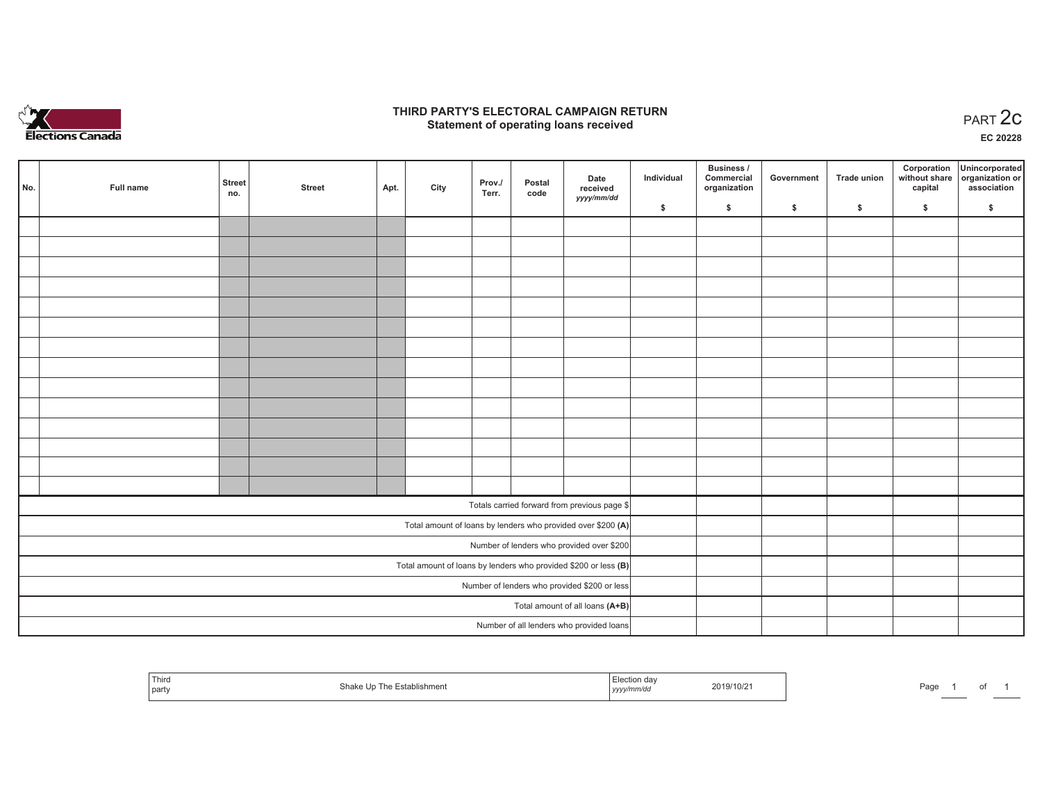# THIRD PARTY'S ELECTORAL CAMPAIGN RETURN
## Statement of operating loans received

PART 2c

EC 20228

| No. | Full name | Street no. | Street | Apt. | City | Prov./ Terr. | Postal code | Date received yyyy/mm/dd | Individual $ | Business / Commercial organization $ | Government $ | Trade union $ | Corporation without share capital $ | Unincorporated organization or association $ |
|---|---|---|---|---|---|---|---|---|---|---|---|---|---|---|
| | | | | | | | | | | | | | | |
| | | | | | | | | | | | | | | |
| | | | | | | | | | | | | | | |
| | | | | | | | | | | | | | | |
| | | | | | | | | | | | | | | |
| | | | | | | | | | | | | | | |
| | | | | | | | | | | | | | | |
| | | | | | | | | | | | | | | |
| | | | | | | | | | | | | | | |
| | | | | | | | | | | | | | | |
| | | | | | | | | | | | | | | |
| | | | | | | | | | | | | | | |
| | | | | | | | | | | | | | | |
| | | | | | | | | | | | | | | |
| Totals carried forward from previous page $ | | | | | | | | | | | | | | |
| Total amount of loans by lenders who provided over $200 **(A)** | | | | | | | | | | | | | | |
| Number of lenders who provided over $200 | | | | | | | | | | | | | | |
| Total amount of loans by lenders who provided $200 or less **(B)** | | | | | | | | | | | | | | |
| Number of lenders who provided $200 or less | | | | | | | | | | | | | | |
| Total amount of all loans **(A+B)** | | | | | | | | | | | | | | |
| Number of all lenders who provided loans | | | | | | | | | | | | | | |

| Third party | Shake Up The Establishment | Election day yyyy/mm/dd | 2019/10/21 |
|---|---|---|---|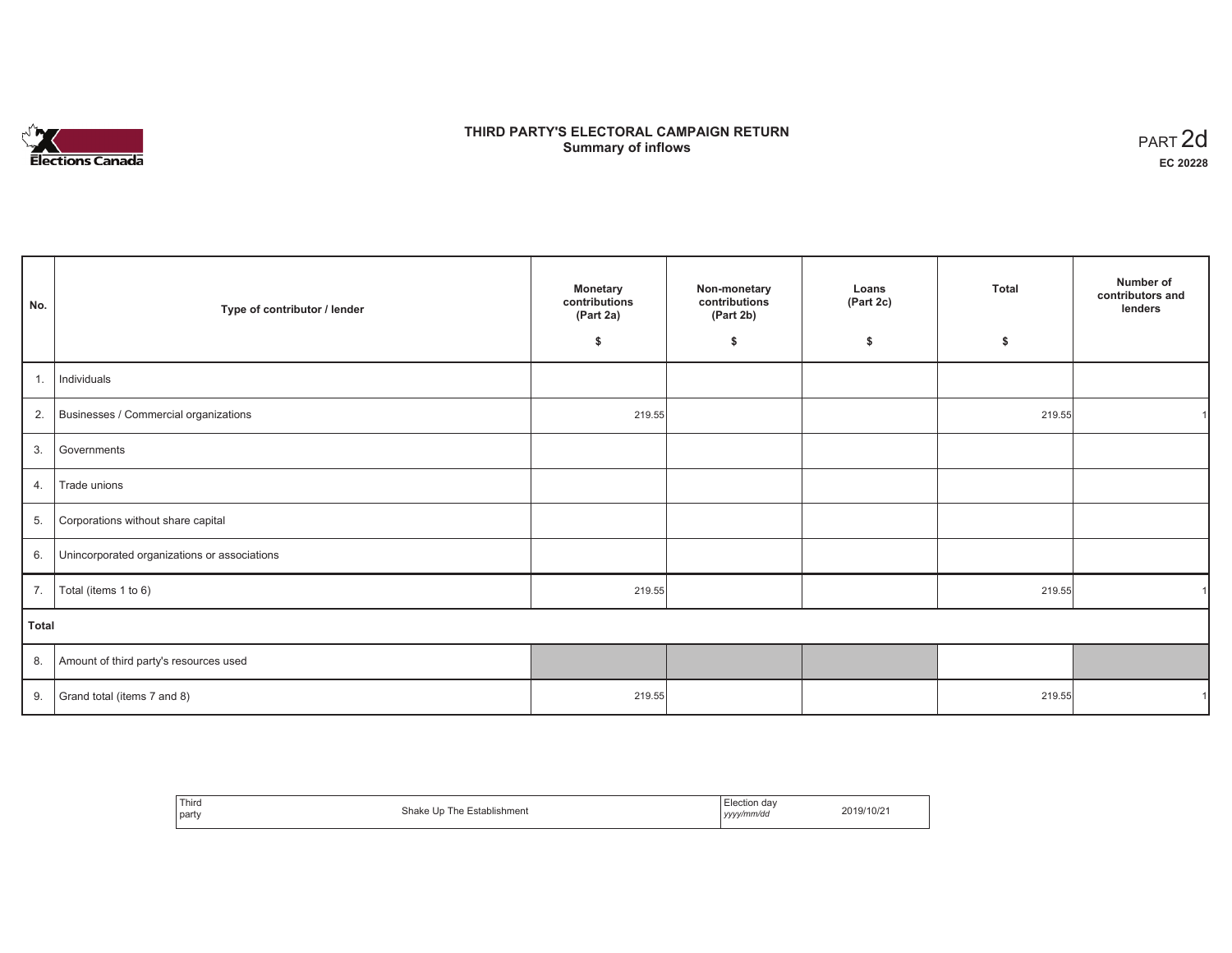Elections Canada

# THIRD PARTY'S ELECTORAL CAMPAIGN RETURN
## Summary of inflows

PART 2d

**EC 20228**

| No. | Type of contributor / lender | Monetary contributions (Part 2a) $ | Non-monetary contributions (Part 2b) $ | Loans (Part 2c) $ | Total $ | Number of contributors and lenders |
|---|---|---|---|---|---|---|
| 1. | Individuals | | | | | |
| 2. | Businesses / Commercial organizations | 219.55 | | | 219.55 | 1 |
| 3. | Governments | | | | | |
| 4. | Trade unions | | | | | |
| 5. | Corporations without share capital | | | | | |
| 6. | Unincorporated organizations or associations | | | | | |
| 7. | Total (items 1 to 6) | 219.55 | | | 219.55 | 1 |
| **Total** | | | | | | |
| 8. | Amount of third party's resources used | | | | | |
| 9. | Grand total (items 7 and 8) | 219.55 | | | 219.55 | 1 |

| Third party | Shake Up The Establishment | Election day *yyyy/mm/dd* | 2019/10/21 |
|---|---|---|---|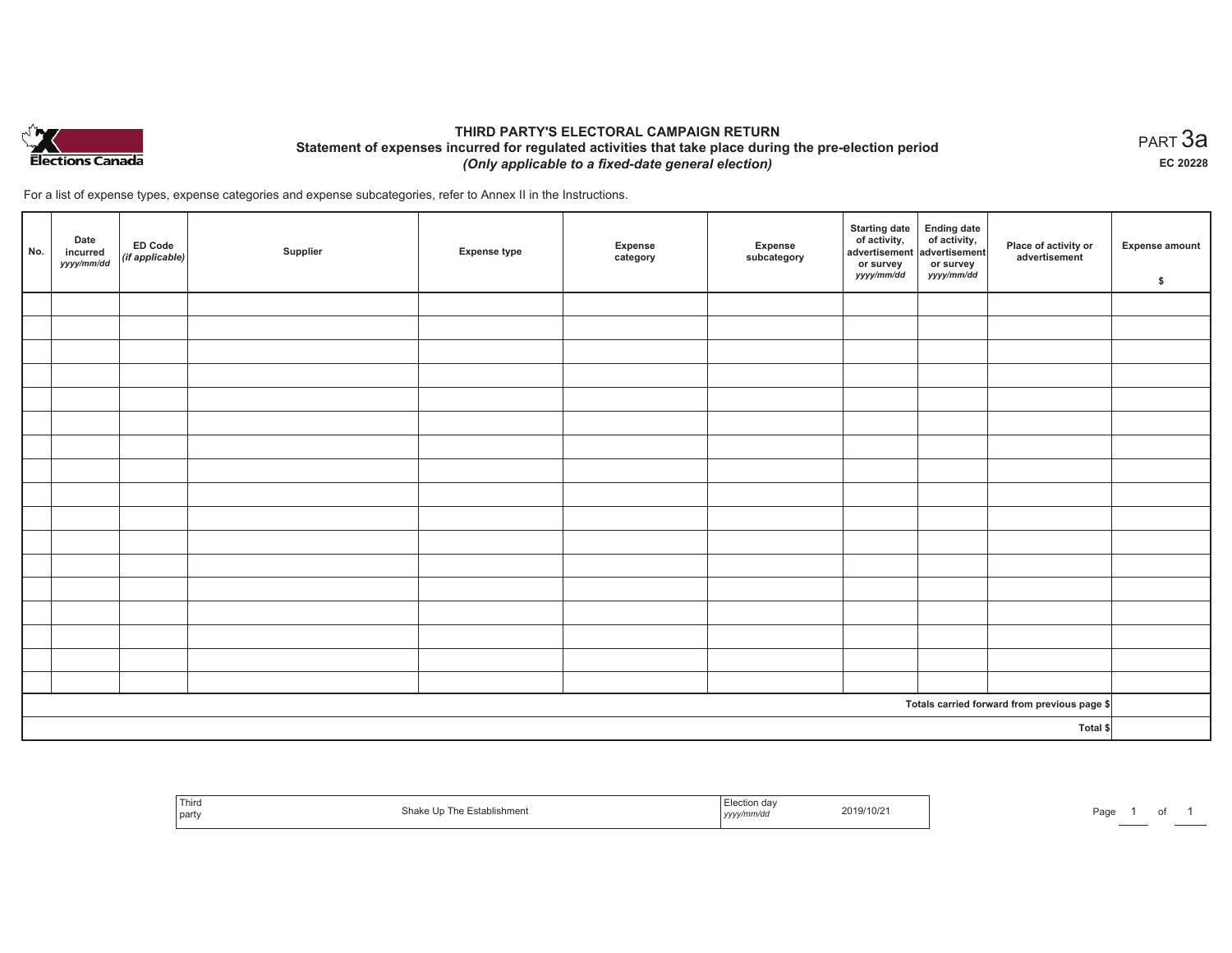# THIRD PARTY'S ELECTORAL CAMPAIGN RETURN

## Statement of expenses incurred for regulated activities that take place during the pre-election period

*(Only applicable to a fixed-date general election)*

PART 3a

EC 20228

For a list of expense types, expense categories and expense subcategories, refer to Annex II in the Instructions.

| No. | Date incurred *yyyy/mm/dd* | ED Code *(if applicable)* | Supplier | Expense type | Expense category | Expense subcategory | Starting date of activity, advertisement or survey *yyyy/mm/dd* | Ending date of activity, advertisement or survey *yyyy/mm/dd* | Place of activity or advertisement | Expense amount $ |
|---|---|---|---|---|---|---|---|---|---|---|
| | | | | | | | | | | |
| | | | | | | | | | | |
| | | | | | | | | | | |
| | | | | | | | | | | |
| | | | | | | | | | | |
| | | | | | | | | | | |
| | | | | | | | | | | |
| | | | | | | | | | | |
| | | | | | | | | | | |
| | | | | | | | | | | |
| | | | | | | | | | | |
| | | | | | | | | | | |
| | | | | | | | | | | |
| | | | | | | | | | | |
| | | | | | | | | | | |
| | | | | | | | | | | |
| | | | | | | | | | | |
| | | | | | | | | | Totals carried forward from previous page $ | |
| | | | | | | | | | Total $ | |

| Third party | Shake Up The Establishment | Election day *yyyy/mm/dd* | 2019/10/21 |
|---|---|---|---|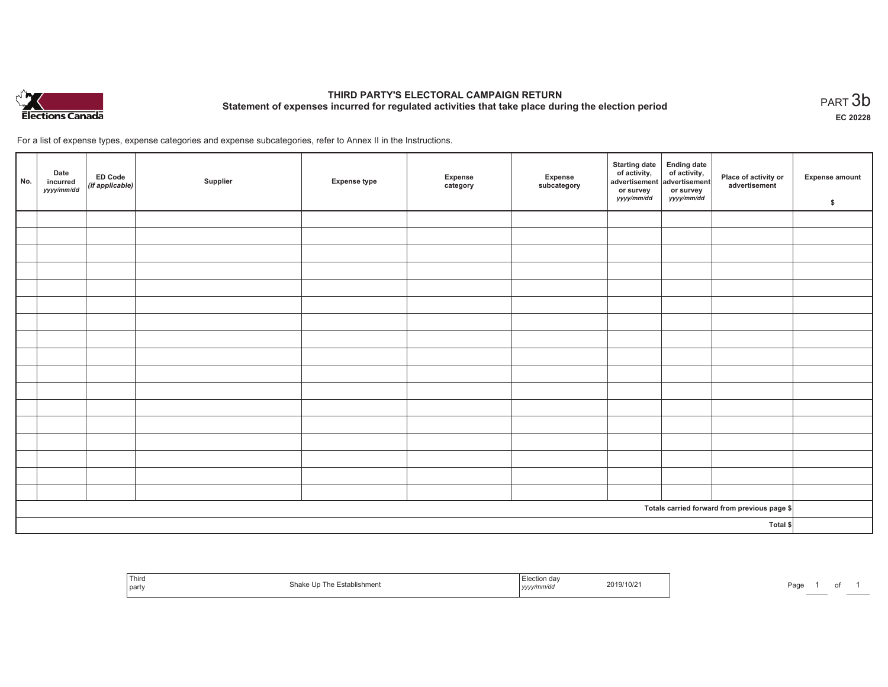Elections Canada

# THIRD PARTY'S ELECTORAL CAMPAIGN RETURN

## Statement of expenses incurred for regulated activities that take place during the election period

PART 3b

EC 20228

For a list of expense types, expense categories and expense subcategories, refer to Annex II in the Instructions.

| No. | Date incurred *yyyy/mm/dd* | ED Code *(if applicable)* | Supplier | Expense type | Expense category | Expense subcategory | Starting date of activity, advertisement or survey *yyyy/mm/dd* | Ending date of activity, advertisement or survey *yyyy/mm/dd* | Place of activity or advertisement | Expense amount $ |
|---|---|---|---|---|---|---|---|---|---|---|
| | | | | | | | | | | |
| | | | | | | | | | | |
| | | | | | | | | | | |
| | | | | | | | | | | |
| | | | | | | | | | | |
| | | | | | | | | | | |
| | | | | | | | | | | |
| | | | | | | | | | | |
| | | | | | | | | | | |
| | | | | | | | | | | |
| | | | | | | | | | | |
| | | | | | | | | | | |
| | | | | | | | | | | |
| | | | | | | | | | | |
| | | | | | | | | | | |
| | | | | | | | | | | |
| | | | | | | | | | | |
| Totals carried forward from previous page $ | | | | | | | | | | |
| Total $ | | | | | | | | | | |

| Third party | Shake Up The Establishment | Election day *yyyy/mm/dd* | 2019/10/21 |
|---|---|---|---|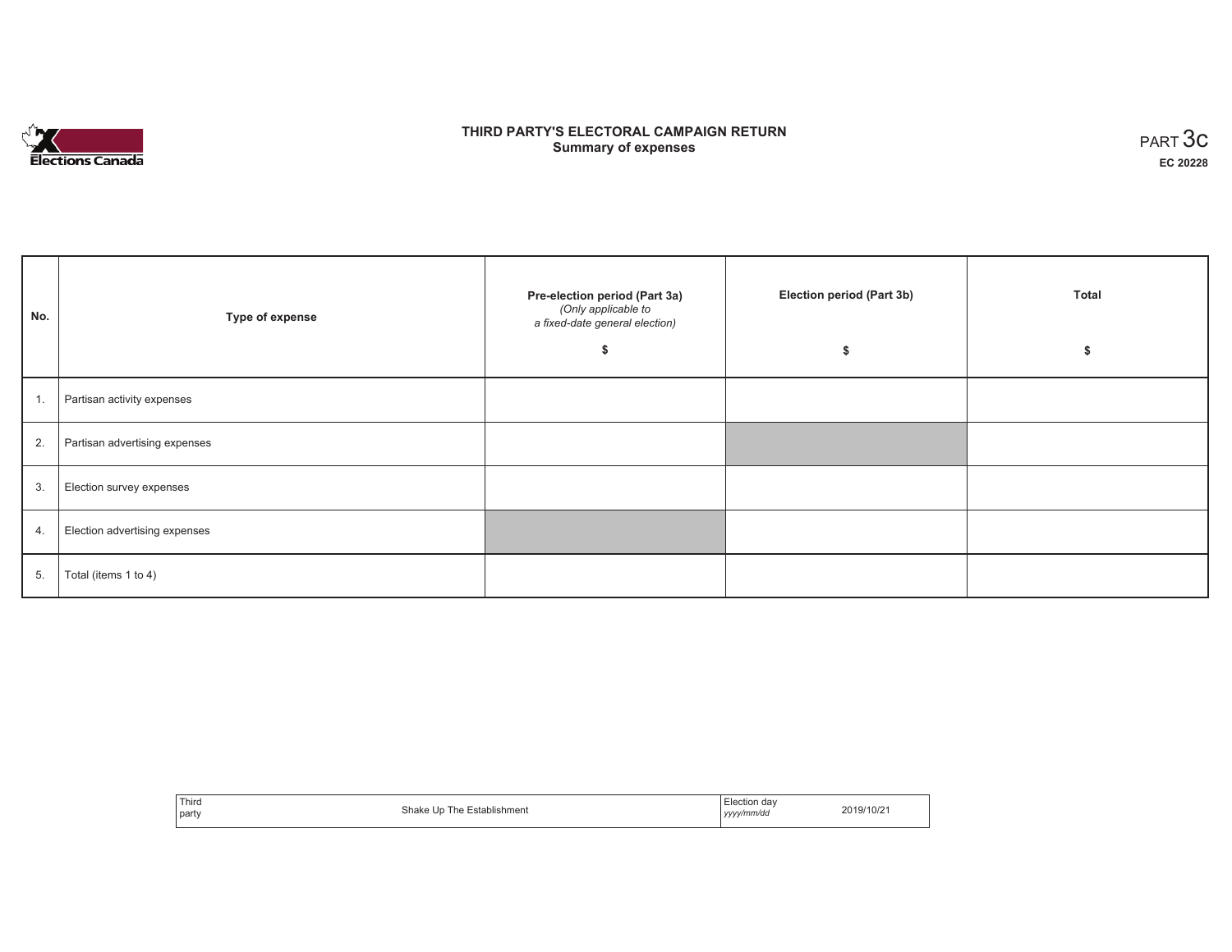# THIRD PARTY'S ELECTORAL CAMPAIGN RETURN
## Summary of expenses

PART 3c
**EC 20228**

| No. | Type of expense | Pre-election period (Part 3a) *(Only applicable to a fixed-date general election)* $ | Election period (Part 3b) $ | Total $ |
|---|---|---|---|---|
| 1. | Partisan activity expenses | | | |
| 2. | Partisan advertising expenses | | | |
| 3. | Election survey expenses | | | |
| 4. | Election advertising expenses | | | |
| 5. | Total (items 1 to 4) | | | |

| Third party | Shake Up The Establishment | Election day *yyyy/mm/dd* | 2019/10/21 |
|---|---|---|---|